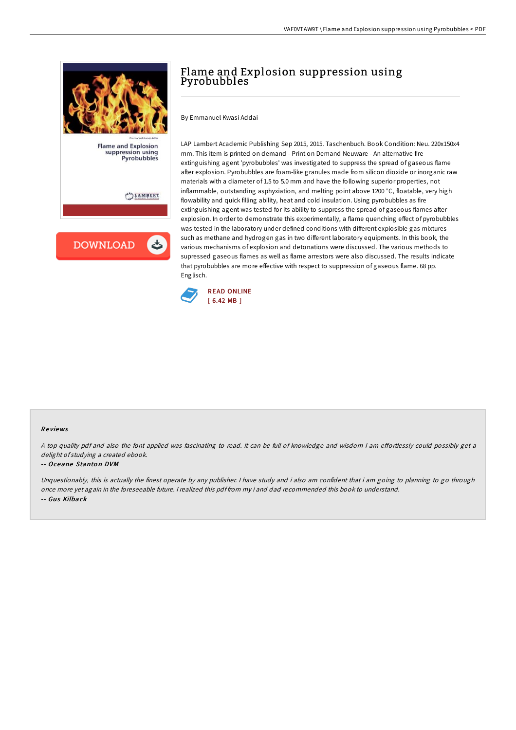# Flame and Explosion suppression using Pyrobubbles

By Emmanuel Kwasi Addai

LAP Lambert Academic Publishing Sep 2015, 2015. Taschenbuch. Book Condition: Neu. 220x150x4 mm. This item is printed on demand - Print on Demand Neuware - An alternative fire extinguishing agent 'pyrobubbles' was investigated to suppress the spread of gaseous flame after explosion. Pyrobubbles are foam-like granules made from silicon dioxide or inorganic raw materials with a diameter of 1.5 to 5.0 mm and have the following superior properties, not inflammable, outstanding asphyxiation, and melting point above 1200 °C, floatable, very high flowability and quick filling ability, heat and cold insulation. Using pyrobubbles as fire extinguishing agent was tested for its ability to suppress the spread of gaseous flames after explosion. In order to demonstrate this experimentally, a flame quenching effect of pyrobubbles was tested in the laboratory under defined conditions with different explosible gas mixtures such as methane and hydrogen gas in two different laboratory equipments. In this book, the various mechanisms of explosion and detonations were discussed. The various methods to supressed gaseous flames as well as flame arrestors were also discussed. The results indicate that pyrobubbles are more effective with respect to suppression of gaseous flame. 68 pp. Englisch.

READ ONLINE
[ 6.42 MB ]

### Reviews

*A top quality pdf and also the font applied was fascinating to read. It can be full of knowledge and wisdom I am effortlessly could possibly get a delight of studying a created ebook.*

-- *Oceane Stanton DVM*

*Unquestionably, this is actually the finest operate by any publisher. I have study and i also am confident that i am going to planning to go through once more yet again in the foreseeable future. I realized this pdf from my i and dad recommended this book to understand.*

-- *Gus Kilback*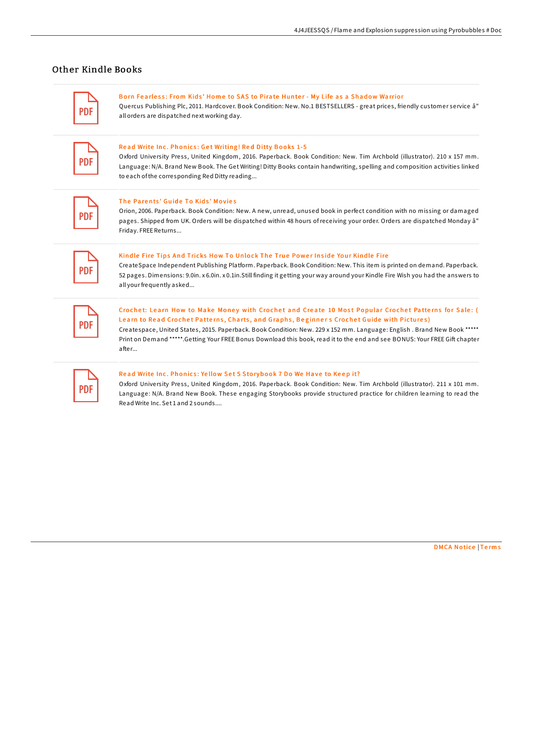## Other Kindle Books

PDF

### Born Fearless: From Kids' Home to SAS to Pirate Hunter - My Life as a Shadow Warrior

Quercus Publishing Plc, 2011. Hardcover. Book Condition: New. No.1 BESTSELLERS - great prices, friendly customer service â" all orders are dispatched next working day.

PDF

### Read Write Inc. Phonics: Get Writing! Red Ditty Books 1-5

Oxford University Press, United Kingdom, 2016. Paperback. Book Condition: New. Tim Archbold (illustrator). 210 x 157 mm. Language: N/A. Brand New Book. The Get Writing! Ditty Books contain handwriting, spelling and composition activities linked to each of the corresponding Red Ditty reading...

PDF

### The Parents' Guide To Kids' Movies

Orion, 2006. Paperback. Book Condition: New. A new, unread, unused book in perfect condition with no missing or damaged pages. Shipped from UK. Orders will be dispatched within 48 hours of receiving your order. Orders are dispatched Monday â" Friday. FREE Returns...

PDF

### Kindle Fire Tips And Tricks How To Unlock The True Power Inside Your Kindle Fire

CreateSpace Independent Publishing Platform. Paperback. Book Condition: New. This item is printed on demand. Paperback. 52 pages. Dimensions: 9.0in. x 6.0in. x 0.1in.Still finding it getting your way around your Kindle Fire Wish you had the answers to all your frequently asked...

PDF

### Crochet: Learn How to Make Money with Crochet and Create 10 Most Popular Crochet Patterns for Sale: ( Learn to Read Crochet Patterns, Charts, and Graphs, Beginner s Crochet Guide with Pictures)

Createspace, United States, 2015. Paperback. Book Condition: New. 229 x 152 mm. Language: English . Brand New Book ***** Print on Demand *****.Getting Your FREE Bonus Download this book, read it to the end and see BONUS: Your FREE Gift chapter after...

PDF

### Read Write Inc. Phonics: Yellow Set 5 Storybook 7 Do We Have to Keep it?

Oxford University Press, United Kingdom, 2016. Paperback. Book Condition: New. Tim Archbold (illustrator). 211 x 101 mm. Language: N/A. Brand New Book. These engaging Storybooks provide structured practice for children learning to read the Read Write Inc. Set 1 and 2 sounds....